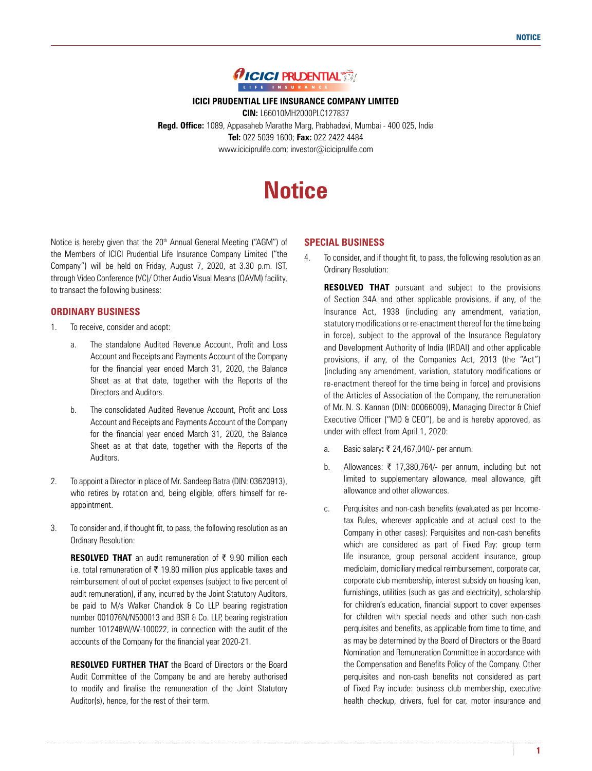**ICICI PRUDENTIAL LIFE INSURANCE COMPANY LIMITED**

**CIN:** L66010MH2000PLC127837

**Regd. Office:** 1089, Appasaheb Marathe Marg, Prabhadevi, Mumbai - 400 025, India

**Tel:** 022 5039 1600; **Fax:** 022 2422 4484

www.iciciprulife.com; investor@iciciprulife.com

# Notice

Notice is hereby given that the 20th Annual General Meeting ("AGM") of the Members of ICICI Prudential Life Insurance Company Limited ("the Company") will be held on Friday, August 7, 2020, at 3.30 p.m. IST, through Video Conference (VC)/ Other Audio Visual Means (OAVM) facility, to transact the following business:

## ORDINARY BUSINESS

1. To receive, consider and adopt:

   a. The standalone Audited Revenue Account, Profit and Loss Account and Receipts and Payments Account of the Company for the financial year ended March 31, 2020, the Balance Sheet as at that date, together with the Reports of the Directors and Auditors.

   b. The consolidated Audited Revenue Account, Profit and Loss Account and Receipts and Payments Account of the Company for the financial year ended March 31, 2020, the Balance Sheet as at that date, together with the Reports of the Auditors.

2. To appoint a Director in place of Mr. Sandeep Batra (DIN: 03620913), who retires by rotation and, being eligible, offers himself for re-appointment.

3. To consider and, if thought fit, to pass, the following resolution as an Ordinary Resolution:

   **RESOLVED THAT** an audit remuneration of ₹ 9.90 million each i.e. total remuneration of ₹ 19.80 million plus applicable taxes and reimbursement of out of pocket expenses (subject to five percent of audit remuneration), if any, incurred by the Joint Statutory Auditors, be paid to M/s Walker Chandiok & Co LLP bearing registration number 001076N/N500013 and BSR & Co. LLP, bearing registration number 101248W/W-100022, in connection with the audit of the accounts of the Company for the financial year 2020-21.

   **RESOLVED FURTHER THAT** the Board of Directors or the Board Audit Committee of the Company be and are hereby authorised to modify and finalise the remuneration of the Joint Statutory Auditor(s), hence, for the rest of their term.

## SPECIAL BUSINESS

4. To consider, and if thought fit, to pass, the following resolution as an Ordinary Resolution:

   **RESOLVED THAT** pursuant and subject to the provisions of Section 34A and other applicable provisions, if any, of the Insurance Act, 1938 (including any amendment, variation, statutory modifications or re-enactment thereof for the time being in force), subject to the approval of the Insurance Regulatory and Development Authority of India (IRDAI) and other applicable provisions, if any, of the Companies Act, 2013 (the "Act") (including any amendment, variation, statutory modifications or re-enactment thereof for the time being in force) and provisions of the Articles of Association of the Company, the remuneration of Mr. N. S. Kannan (DIN: 00066009), Managing Director & Chief Executive Officer ("MD & CEO"), be and is hereby approved, as under with effect from April 1, 2020:

   a. Basic salary**:** ₹ 24,467,040/- per annum.

   b. Allowances: ₹ 17,380,764/- per annum, including but not limited to supplementary allowance, meal allowance, gift allowance and other allowances.

   c. Perquisites and non-cash benefits (evaluated as per Income-tax Rules, wherever applicable and at actual cost to the Company in other cases): Perquisites and non-cash benefits which are considered as part of Fixed Pay: group term life insurance, group personal accident insurance, group mediclaim, domiciliary medical reimbursement, corporate car, corporate club membership, interest subsidy on housing loan, furnishings, utilities (such as gas and electricity), scholarship for children's education, financial support to cover expenses for children with special needs and other such non-cash perquisites and benefits, as applicable from time to time, and as may be determined by the Board of Directors or the Board Nomination and Remuneration Committee in accordance with the Compensation and Benefits Policy of the Company. Other perquisites and non-cash benefits not considered as part of Fixed Pay include: business club membership, executive health checkup, drivers, fuel for car, motor insurance and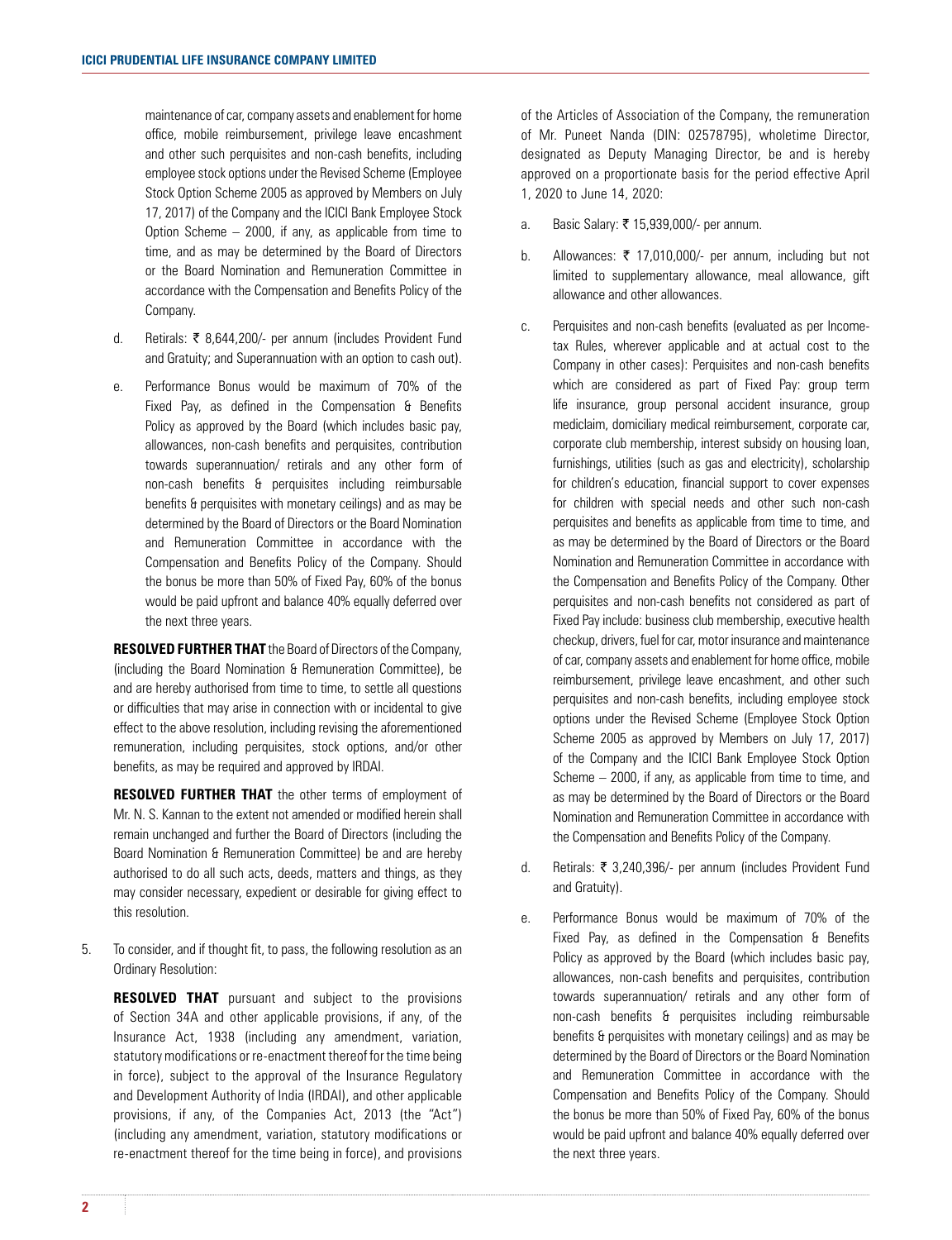maintenance of car, company assets and enablement for home office, mobile reimbursement, privilege leave encashment and other such perquisites and non-cash benefits, including employee stock options under the Revised Scheme (Employee Stock Option Scheme 2005 as approved by Members on July 17, 2017) of the Company and the ICICI Bank Employee Stock Option Scheme – 2000, if any, as applicable from time to time, and as may be determined by the Board of Directors or the Board Nomination and Remuneration Committee in accordance with the Compensation and Benefits Policy of the Company.

d. Retirals: ₹ 8,644,200/- per annum (includes Provident Fund and Gratuity; and Superannuation with an option to cash out).

e. Performance Bonus would be maximum of 70% of the Fixed Pay, as defined in the Compensation & Benefits Policy as approved by the Board (which includes basic pay, allowances, non-cash benefits and perquisites, contribution towards superannuation/ retirals and any other form of non-cash benefits & perquisites including reimbursable benefits & perquisites with monetary ceilings) and as may be determined by the Board of Directors or the Board Nomination and Remuneration Committee in accordance with the Compensation and Benefits Policy of the Company. Should the bonus be more than 50% of Fixed Pay, 60% of the bonus would be paid upfront and balance 40% equally deferred over the next three years.

**RESOLVED FURTHER THAT** the Board of Directors of the Company, (including the Board Nomination & Remuneration Committee), be and are hereby authorised from time to time, to settle all questions or difficulties that may arise in connection with or incidental to give effect to the above resolution, including revising the aforementioned remuneration, including perquisites, stock options, and/or other benefits, as may be required and approved by IRDAI.

**RESOLVED FURTHER THAT** the other terms of employment of Mr. N. S. Kannan to the extent not amended or modified herein shall remain unchanged and further the Board of Directors (including the Board Nomination & Remuneration Committee) be and are hereby authorised to do all such acts, deeds, matters and things, as they may consider necessary, expedient or desirable for giving effect to this resolution.

5. To consider, and if thought fit, to pass, the following resolution as an Ordinary Resolution:

**RESOLVED THAT** pursuant and subject to the provisions of Section 34A and other applicable provisions, if any, of the Insurance Act, 1938 (including any amendment, variation, statutory modifications or re-enactment thereof for the time being in force), subject to the approval of the Insurance Regulatory and Development Authority of India (IRDAI), and other applicable provisions, if any, of the Companies Act, 2013 (the "Act") (including any amendment, variation, statutory modifications or re-enactment thereof for the time being in force), and provisions of the Articles of Association of the Company, the remuneration of Mr. Puneet Nanda (DIN: 02578795), wholetime Director, designated as Deputy Managing Director, be and is hereby approved on a proportionate basis for the period effective April 1, 2020 to June 14, 2020:

a. Basic Salary: ₹ 15,939,000/- per annum.

b. Allowances: ₹ 17,010,000/- per annum, including but not limited to supplementary allowance, meal allowance, gift allowance and other allowances.

c. Perquisites and non-cash benefits (evaluated as per Income-tax Rules, wherever applicable and at actual cost to the Company in other cases): Perquisites and non-cash benefits which are considered as part of Fixed Pay: group term life insurance, group personal accident insurance, group mediclaim, domiciliary medical reimbursement, corporate car, corporate club membership, interest subsidy on housing loan, furnishings, utilities (such as gas and electricity), scholarship for children's education, financial support to cover expenses for children with special needs and other such non-cash perquisites and benefits as applicable from time to time, and as may be determined by the Board of Directors or the Board Nomination and Remuneration Committee in accordance with the Compensation and Benefits Policy of the Company. Other perquisites and non-cash benefits not considered as part of Fixed Pay include: business club membership, executive health checkup, drivers, fuel for car, motor insurance and maintenance of car, company assets and enablement for home office, mobile reimbursement, privilege leave encashment, and other such perquisites and non-cash benefits, including employee stock options under the Revised Scheme (Employee Stock Option Scheme 2005 as approved by Members on July 17, 2017) of the Company and the ICICI Bank Employee Stock Option Scheme – 2000, if any, as applicable from time to time, and as may be determined by the Board of Directors or the Board Nomination and Remuneration Committee in accordance with the Compensation and Benefits Policy of the Company.

d. Retirals: ₹ 3,240,396/- per annum (includes Provident Fund and Gratuity).

e. Performance Bonus would be maximum of 70% of the Fixed Pay, as defined in the Compensation & Benefits Policy as approved by the Board (which includes basic pay, allowances, non-cash benefits and perquisites, contribution towards superannuation/ retirals and any other form of non-cash benefits & perquisites including reimbursable benefits & perquisites with monetary ceilings) and as may be determined by the Board of Directors or the Board Nomination and Remuneration Committee in accordance with the Compensation and Benefits Policy of the Company. Should the bonus be more than 50% of Fixed Pay, 60% of the bonus would be paid upfront and balance 40% equally deferred over the next three years.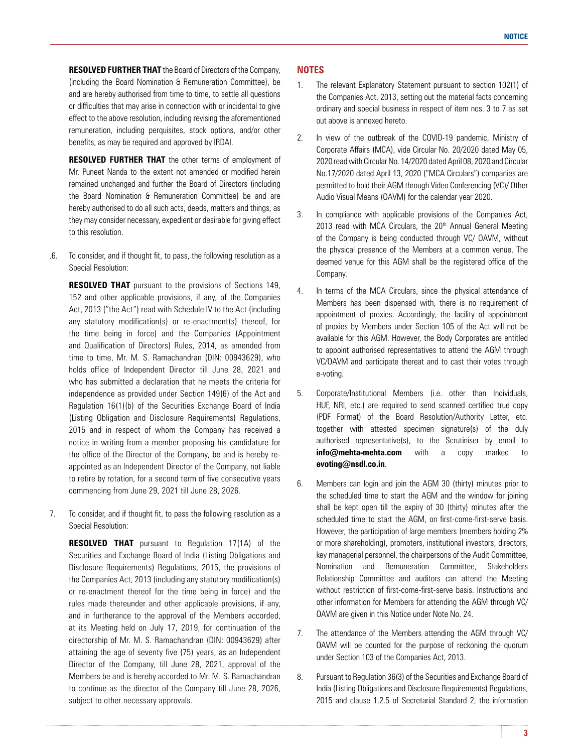**RESOLVED FURTHER THAT** the Board of Directors of the Company, (including the Board Nomination & Remuneration Committee), be and are hereby authorised from time to time, to settle all questions or difficulties that may arise in connection with or incidental to give effect to the above resolution, including revising the aforementioned remuneration, including perquisites, stock options, and/or other benefits, as may be required and approved by IRDAI.

**RESOLVED FURTHER THAT** the other terms of employment of Mr. Puneet Nanda to the extent not amended or modified herein remained unchanged and further the Board of Directors (including the Board Nomination & Remuneration Committee) be and are hereby authorised to do all such acts, deeds, matters and things, as they may consider necessary, expedient or desirable for giving effect to this resolution.

.6. To consider, and if thought fit, to pass, the following resolution as a Special Resolution:

**RESOLVED THAT** pursuant to the provisions of Sections 149, 152 and other applicable provisions, if any, of the Companies Act, 2013 ("the Act") read with Schedule IV to the Act (including any statutory modification(s) or re-enactment(s) thereof, for the time being in force) and the Companies (Appointment and Qualification of Directors) Rules, 2014, as amended from time to time, Mr. M. S. Ramachandran (DIN: 00943629), who holds office of Independent Director till June 28, 2021 and who has submitted a declaration that he meets the criteria for independence as provided under Section 149(6) of the Act and Regulation 16(1)(b) of the Securities Exchange Board of India (Listing Obligation and Disclosure Requirements) Regulations, 2015 and in respect of whom the Company has received a notice in writing from a member proposing his candidature for the office of the Director of the Company, be and is hereby re-appointed as an Independent Director of the Company, not liable to retire by rotation, for a second term of five consecutive years commencing from June 29, 2021 till June 28, 2026.

7. To consider, and if thought fit, to pass the following resolution as a Special Resolution:

**RESOLVED THAT** pursuant to Regulation 17(1A) of the Securities and Exchange Board of India (Listing Obligations and Disclosure Requirements) Regulations, 2015, the provisions of the Companies Act, 2013 (including any statutory modification(s) or re-enactment thereof for the time being in force) and the rules made thereunder and other applicable provisions, if any, and in furtherance to the approval of the Members accorded, at its Meeting held on July 17, 2019, for continuation of the directorship of Mr. M. S. Ramachandran (DIN: 00943629) after attaining the age of seventy five (75) years, as an Independent Director of the Company, till June 28, 2021, approval of the Members be and is hereby accorded to Mr. M. S. Ramachandran to continue as the director of the Company till June 28, 2026, subject to other necessary approvals.

## NOTES

1. The relevant Explanatory Statement pursuant to section 102(1) of the Companies Act, 2013, setting out the material facts concerning ordinary and special business in respect of item nos. 3 to 7 as set out above is annexed hereto.

2. In view of the outbreak of the COVID-19 pandemic, Ministry of Corporate Affairs (MCA), vide Circular No. 20/2020 dated May 05, 2020 read with Circular No. 14/2020 dated April 08, 2020 and Circular No.17/2020 dated April 13, 2020 ("MCA Circulars") companies are permitted to hold their AGM through Video Conferencing (VC)/ Other Audio Visual Means (OAVM) for the calendar year 2020.

3. In compliance with applicable provisions of the Companies Act, 2013 read with MCA Circulars, the 20th Annual General Meeting of the Company is being conducted through VC/ OAVM, without the physical presence of the Members at a common venue. The deemed venue for this AGM shall be the registered office of the Company.

4. In terms of the MCA Circulars, since the physical attendance of Members has been dispensed with, there is no requirement of appointment of proxies. Accordingly, the facility of appointment of proxies by Members under Section 105 of the Act will not be available for this AGM. However, the Body Corporates are entitled to appoint authorised representatives to attend the AGM through VC/OAVM and participate thereat and to cast their votes through e-voting.

5. Corporate/Institutional Members (i.e. other than Individuals, HUF, NRI, etc.) are required to send scanned certified true copy (PDF Format) of the Board Resolution/Authority Letter, etc. together with attested specimen signature(s) of the duly authorised representative(s), to the Scrutiniser by email to **info@mehta-mehta.com** with a copy marked to **evoting@nsdl.co.in**.

6. Members can login and join the AGM 30 (thirty) minutes prior to the scheduled time to start the AGM and the window for joining shall be kept open till the expiry of 30 (thirty) minutes after the scheduled time to start the AGM, on first-come-first-serve basis. However, the participation of large members (members holding 2% or more shareholding), promoters, institutional investors, directors, key managerial personnel, the chairpersons of the Audit Committee, Nomination and Remuneration Committee, Stakeholders Relationship Committee and auditors can attend the Meeting without restriction of first-come-first-serve basis. Instructions and other information for Members for attending the AGM through VC/ OAVM are given in this Notice under Note No. 24.

7. The attendance of the Members attending the AGM through VC/ OAVM will be counted for the purpose of reckoning the quorum under Section 103 of the Companies Act, 2013.

8. Pursuant to Regulation 36(3) of the Securities and Exchange Board of India (Listing Obligations and Disclosure Requirements) Regulations, 2015 and clause 1.2.5 of Secretarial Standard 2, the information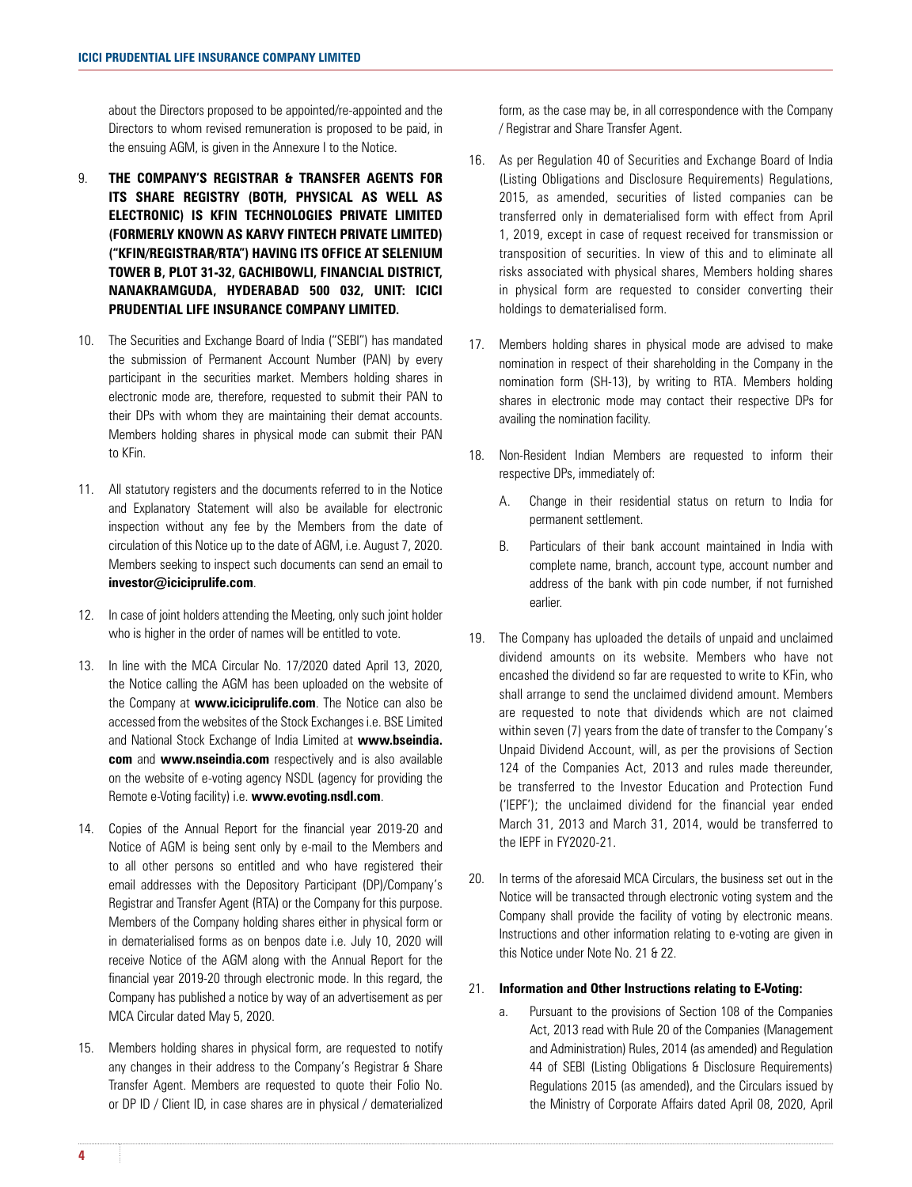about the Directors proposed to be appointed/re-appointed and the Directors to whom revised remuneration is proposed to be paid, in the ensuing AGM, is given in the Annexure I to the Notice.

9. **THE COMPANY'S REGISTRAR & TRANSFER AGENTS FOR ITS SHARE REGISTRY (BOTH, PHYSICAL AS WELL AS ELECTRONIC) IS KFIN TECHNOLOGIES PRIVATE LIMITED (FORMERLY KNOWN AS KARVY FINTECH PRIVATE LIMITED) ("KFIN/REGISTRAR/RTA") HAVING ITS OFFICE AT SELENIUM TOWER B, PLOT 31-32, GACHIBOWLI, FINANCIAL DISTRICT, NANAKRAMGUDA, HYDERABAD 500 032, UNIT: ICICI PRUDENTIAL LIFE INSURANCE COMPANY LIMITED.**

10. The Securities and Exchange Board of India ("SEBI") has mandated the submission of Permanent Account Number (PAN) by every participant in the securities market. Members holding shares in electronic mode are, therefore, requested to submit their PAN to their DPs with whom they are maintaining their demat accounts. Members holding shares in physical mode can submit their PAN to KFin.

11. All statutory registers and the documents referred to in the Notice and Explanatory Statement will also be available for electronic inspection without any fee by the Members from the date of circulation of this Notice up to the date of AGM, i.e. August 7, 2020. Members seeking to inspect such documents can send an email to **investor@iciciprulife.com**.

12. In case of joint holders attending the Meeting, only such joint holder who is higher in the order of names will be entitled to vote.

13. In line with the MCA Circular No. 17/2020 dated April 13, 2020, the Notice calling the AGM has been uploaded on the website of the Company at **www.iciciprulife.com**. The Notice can also be accessed from the websites of the Stock Exchanges i.e. BSE Limited and National Stock Exchange of India Limited at **www.bseindia.com** and **www.nseindia.com** respectively and is also available on the website of e-voting agency NSDL (agency for providing the Remote e-Voting facility) i.e. **www.evoting.nsdl.com**.

14. Copies of the Annual Report for the financial year 2019-20 and Notice of AGM is being sent only by e-mail to the Members and to all other persons so entitled and who have registered their email addresses with the Depository Participant (DP)/Company's Registrar and Transfer Agent (RTA) or the Company for this purpose. Members of the Company holding shares either in physical form or in dematerialised forms as on benpos date i.e. July 10, 2020 will receive Notice of the AGM along with the Annual Report for the financial year 2019-20 through electronic mode. In this regard, the Company has published a notice by way of an advertisement as per MCA Circular dated May 5, 2020.

15. Members holding shares in physical form, are requested to notify any changes in their address to the Company's Registrar & Share Transfer Agent. Members are requested to quote their Folio No. or DP ID / Client ID, in case shares are in physical / dematerialized form, as the case may be, in all correspondence with the Company / Registrar and Share Transfer Agent.

16. As per Regulation 40 of Securities and Exchange Board of India (Listing Obligations and Disclosure Requirements) Regulations, 2015, as amended, securities of listed companies can be transferred only in dematerialised form with effect from April 1, 2019, except in case of request received for transmission or transposition of securities. In view of this and to eliminate all risks associated with physical shares, Members holding shares in physical form are requested to consider converting their holdings to dematerialised form.

17. Members holding shares in physical mode are advised to make nomination in respect of their shareholding in the Company in the nomination form (SH-13), by writing to RTA. Members holding shares in electronic mode may contact their respective DPs for availing the nomination facility.

18. Non-Resident Indian Members are requested to inform their respective DPs, immediately of:

    A. Change in their residential status on return to India for permanent settlement.

    B. Particulars of their bank account maintained in India with complete name, branch, account type, account number and address of the bank with pin code number, if not furnished earlier.

19. The Company has uploaded the details of unpaid and unclaimed dividend amounts on its website. Members who have not encashed the dividend so far are requested to write to KFin, who shall arrange to send the unclaimed dividend amount. Members are requested to note that dividends which are not claimed within seven (7) years from the date of transfer to the Company's Unpaid Dividend Account, will, as per the provisions of Section 124 of the Companies Act, 2013 and rules made thereunder, be transferred to the Investor Education and Protection Fund ('IEPF'); the unclaimed dividend for the financial year ended March 31, 2013 and March 31, 2014, would be transferred to the IEPF in FY2020-21.

20. In terms of the aforesaid MCA Circulars, the business set out in the Notice will be transacted through electronic voting system and the Company shall provide the facility of voting by electronic means. Instructions and other information relating to e-voting are given in this Notice under Note No. 21 & 22.

21. **Information and Other Instructions relating to E-Voting:**

    a. Pursuant to the provisions of Section 108 of the Companies Act, 2013 read with Rule 20 of the Companies (Management and Administration) Rules, 2014 (as amended) and Regulation 44 of SEBI (Listing Obligations & Disclosure Requirements) Regulations 2015 (as amended), and the Circulars issued by the Ministry of Corporate Affairs dated April 08, 2020, April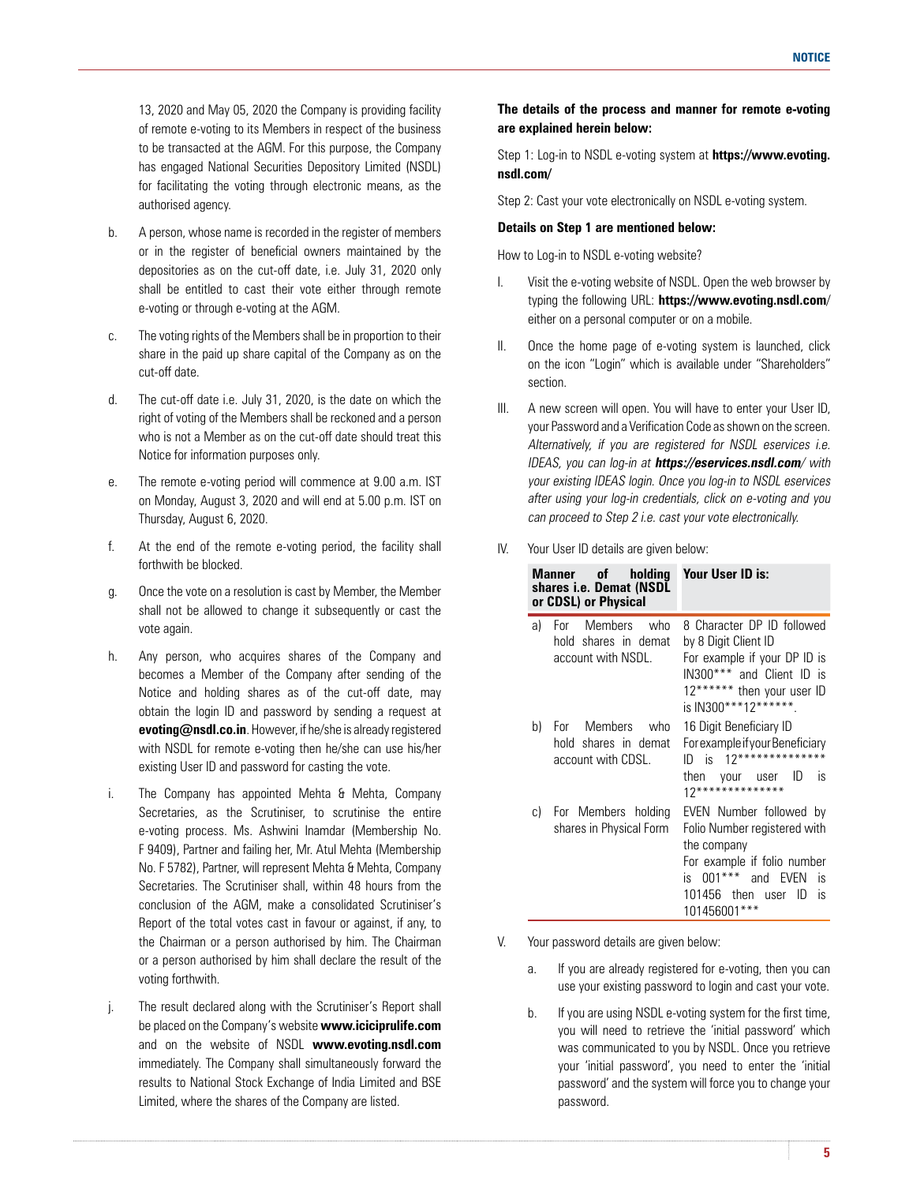13, 2020 and May 05, 2020 the Company is providing facility of remote e-voting to its Members in respect of the business to be transacted at the AGM. For this purpose, the Company has engaged National Securities Depository Limited (NSDL) for facilitating the voting through electronic means, as the authorised agency.

b. A person, whose name is recorded in the register of members or in the register of beneficial owners maintained by the depositories as on the cut-off date, i.e. July 31, 2020 only shall be entitled to cast their vote either through remote e-voting or through e-voting at the AGM.

c. The voting rights of the Members shall be in proportion to their share in the paid up share capital of the Company as on the cut-off date.

d. The cut-off date i.e. July 31, 2020, is the date on which the right of voting of the Members shall be reckoned and a person who is not a Member as on the cut-off date should treat this Notice for information purposes only.

e. The remote e-voting period will commence at 9.00 a.m. IST on Monday, August 3, 2020 and will end at 5.00 p.m. IST on Thursday, August 6, 2020.

f. At the end of the remote e-voting period, the facility shall forthwith be blocked.

g. Once the vote on a resolution is cast by Member, the Member shall not be allowed to change it subsequently or cast the vote again.

h. Any person, who acquires shares of the Company and becomes a Member of the Company after sending of the Notice and holding shares as of the cut-off date, may obtain the login ID and password by sending a request at **evoting@nsdl.co.in**. However, if he/she is already registered with NSDL for remote e-voting then he/she can use his/her existing User ID and password for casting the vote.

i. The Company has appointed Mehta & Mehta, Company Secretaries, as the Scrutiniser, to scrutinise the entire e-voting process. Ms. Ashwini Inamdar (Membership No. F 9409), Partner and failing her, Mr. Atul Mehta (Membership No. F 5782), Partner, will represent Mehta & Mehta, Company Secretaries. The Scrutiniser shall, within 48 hours from the conclusion of the AGM, make a consolidated Scrutiniser's Report of the total votes cast in favour or against, if any, to the Chairman or a person authorised by him. The Chairman or a person authorised by him shall declare the result of the voting forthwith.

j. The result declared along with the Scrutiniser's Report shall be placed on the Company's website **www.iciciprulife.com** and on the website of NSDL **www.evoting.nsdl.com** immediately. The Company shall simultaneously forward the results to National Stock Exchange of India Limited and BSE Limited, where the shares of the Company are listed.

**The details of the process and manner for remote e-voting are explained herein below:**

Step 1: Log-in to NSDL e-voting system at **https://www.evoting.nsdl.com/**

Step 2: Cast your vote electronically on NSDL e-voting system.

**Details on Step 1 are mentioned below:**

How to Log-in to NSDL e-voting website?

I. Visit the e-voting website of NSDL. Open the web browser by typing the following URL: **https://www.evoting.nsdl.com/** either on a personal computer or on a mobile.

II. Once the home page of e-voting system is launched, click on the icon "Login" which is available under "Shareholders" section.

III. A new screen will open. You will have to enter your User ID, your Password and a Verification Code as shown on the screen. *Alternatively, if you are registered for NSDL eservices i.e. IDEAS, you can log-in at* ***https://eservices.nsdl.com/*** *with your existing IDEAS login. Once you log-in to NSDL eservices after using your log-in credentials, click on e-voting and you can proceed to Step 2 i.e. cast your vote electronically.*

IV. Your User ID details are given below:

| Manner of holding shares i.e. Demat (NSDL or CDSL) or Physical | Your User ID is: |
|---|---|
| a) For Members who hold shares in demat account with NSDL. | 8 Character DP ID followed by 8 Digit Client ID<br>For example if your DP ID is IN300*** and Client ID is 12****** then your user ID is IN300***12******. |
| b) For Members who hold shares in demat account with CDSL. | 16 Digit Beneficiary ID<br>For example if your Beneficiary ID is 12************** then your user ID is 12************** |
| c) For Members holding shares in Physical Form | EVEN Number followed by Folio Number registered with the company<br>For example if folio number is 001*** and EVEN is 101456 then user ID is 101456001*** |

V. Your password details are given below:

a. If you are already registered for e-voting, then you can use your existing password to login and cast your vote.

b. If you are using NSDL e-voting system for the first time, you will need to retrieve the 'initial password' which was communicated to you by NSDL. Once you retrieve your 'initial password', you need to enter the 'initial password' and the system will force you to change your password.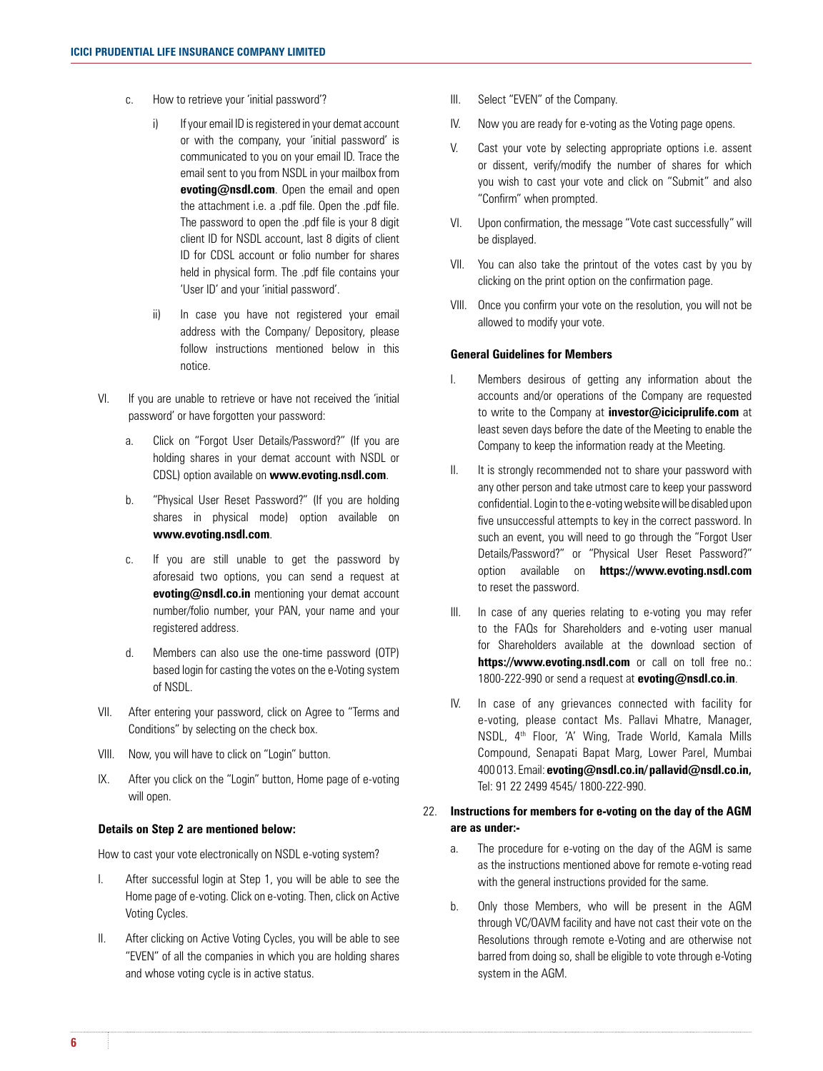c. How to retrieve your 'initial password'?

   i) If your email ID is registered in your demat account or with the company, your 'initial password' is communicated to you on your email ID. Trace the email sent to you from NSDL in your mailbox from **evoting@nsdl.com**. Open the email and open the attachment i.e. a .pdf file. Open the .pdf file. The password to open the .pdf file is your 8 digit client ID for NSDL account, last 8 digits of client ID for CDSL account or folio number for shares held in physical form. The .pdf file contains your 'User ID' and your 'initial password'.

   ii) In case you have not registered your email address with the Company/ Depository, please follow instructions mentioned below in this notice.

VI. If you are unable to retrieve or have not received the 'initial password' or have forgotten your password:

   a. Click on "Forgot User Details/Password?" (If you are holding shares in your demat account with NSDL or CDSL) option available on **www.evoting.nsdl.com**.

   b. "Physical User Reset Password?" (If you are holding shares in physical mode) option available on **www.evoting.nsdl.com**.

   c. If you are still unable to get the password by aforesaid two options, you can send a request at **evoting@nsdl.co.in** mentioning your demat account number/folio number, your PAN, your name and your registered address.

   d. Members can also use the one-time password (OTP) based login for casting the votes on the e-Voting system of NSDL.

VII. After entering your password, click on Agree to "Terms and Conditions" by selecting on the check box.

VIII. Now, you will have to click on "Login" button.

IX. After you click on the "Login" button, Home page of e-voting will open.

**Details on Step 2 are mentioned below:**

How to cast your vote electronically on NSDL e-voting system?

I. After successful login at Step 1, you will be able to see the Home page of e-voting. Click on e-voting. Then, click on Active Voting Cycles.

II. After clicking on Active Voting Cycles, you will be able to see "EVEN" of all the companies in which you are holding shares and whose voting cycle is in active status.

III. Select "EVEN" of the Company.

IV. Now you are ready for e-voting as the Voting page opens.

V. Cast your vote by selecting appropriate options i.e. assent or dissent, verify/modify the number of shares for which you wish to cast your vote and click on "Submit" and also "Confirm" when prompted.

VI. Upon confirmation, the message "Vote cast successfully" will be displayed.

VII. You can also take the printout of the votes cast by you by clicking on the print option on the confirmation page.

VIII. Once you confirm your vote on the resolution, you will not be allowed to modify your vote.

**General Guidelines for Members**

I. Members desirous of getting any information about the accounts and/or operations of the Company are requested to write to the Company at **investor@iciciprulife.com** at least seven days before the date of the Meeting to enable the Company to keep the information ready at the Meeting.

II. It is strongly recommended not to share your password with any other person and take utmost care to keep your password confidential. Login to the e-voting website will be disabled upon five unsuccessful attempts to key in the correct password. In such an event, you will need to go through the "Forgot User Details/Password?" or "Physical User Reset Password?" option available on **https://www.evoting.nsdl.com** to reset the password.

III. In case of any queries relating to e-voting you may refer to the FAQs for Shareholders and e-voting user manual for Shareholders available at the download section of **https://www.evoting.nsdl.com** or call on toll free no.: 1800-222-990 or send a request at **evoting@nsdl.co.in**.

IV. In case of any grievances connected with facility for e-voting, please contact Ms. Pallavi Mhatre, Manager, NSDL, 4th Floor, 'A' Wing, Trade World, Kamala Mills Compound, Senapati Bapat Marg, Lower Parel, Mumbai 400 013. Email: **evoting@nsdl.co.in/ pallavid@nsdl.co.in,** Tel: 91 22 2499 4545/ 1800-222-990.

22. **Instructions for members for e-voting on the day of the AGM are as under:-**

   a. The procedure for e-voting on the day of the AGM is same as the instructions mentioned above for remote e-voting read with the general instructions provided for the same.

   b. Only those Members, who will be present in the AGM through VC/OAVM facility and have not cast their vote on the Resolutions through remote e-Voting and are otherwise not barred from doing so, shall be eligible to vote through e-Voting system in the AGM.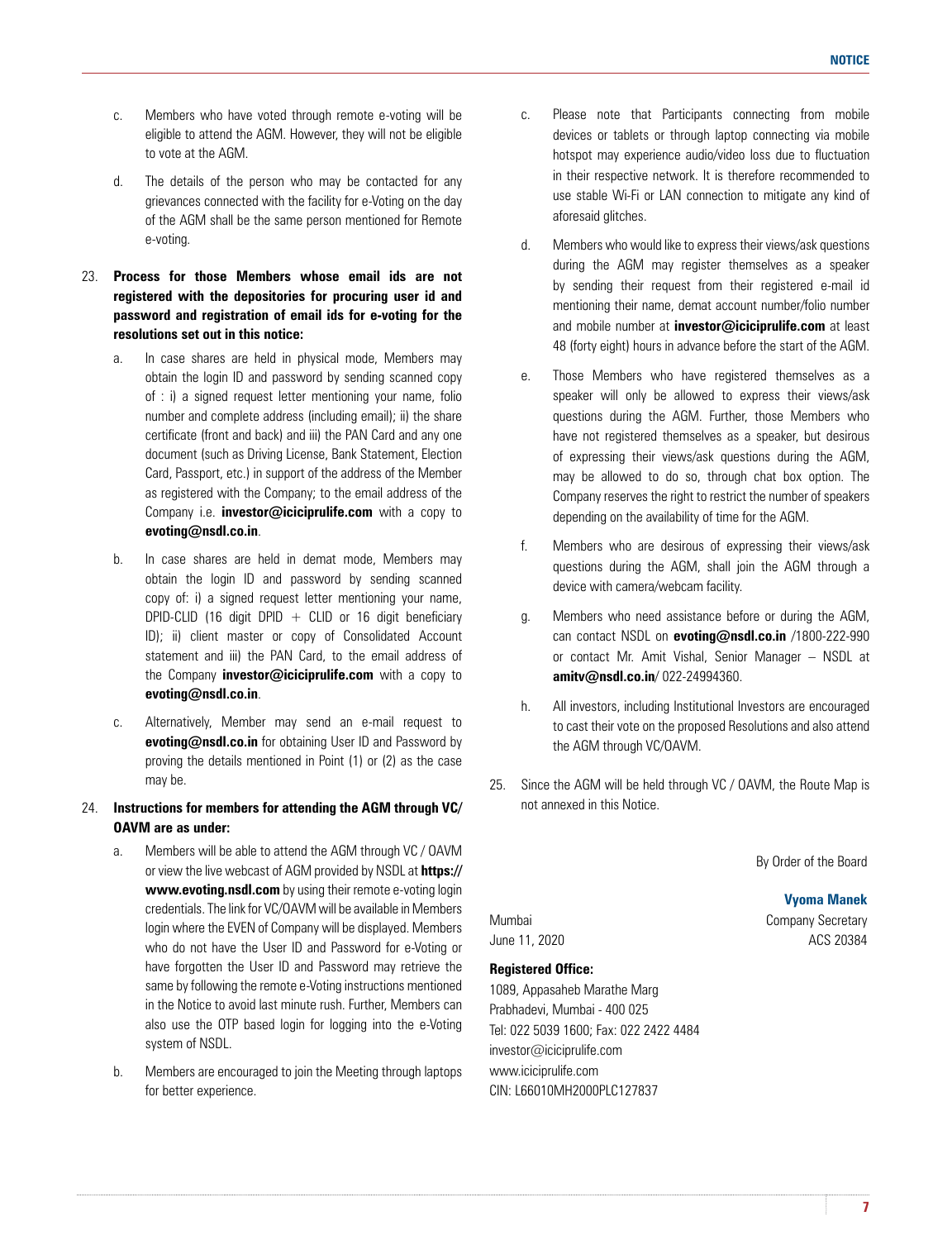c. Members who have voted through remote e-voting will be eligible to attend the AGM. However, they will not be eligible to vote at the AGM.

d. The details of the person who may be contacted for any grievances connected with the facility for e-Voting on the day of the AGM shall be the same person mentioned for Remote e-voting.

23. **Process for those Members whose email ids are not registered with the depositories for procuring user id and password and registration of email ids for e-voting for the resolutions set out in this notice:**

    a. In case shares are held in physical mode, Members may obtain the login ID and password by sending scanned copy of : i) a signed request letter mentioning your name, folio number and complete address (including email); ii) the share certificate (front and back) and iii) the PAN Card and any one document (such as Driving License, Bank Statement, Election Card, Passport, etc.) in support of the address of the Member as registered with the Company; to the email address of the Company i.e. **investor@iciciprulife.com** with a copy to **evoting@nsdl.co.in**.

    b. In case shares are held in demat mode, Members may obtain the login ID and password by sending scanned copy of: i) a signed request letter mentioning your name, DPID-CLID (16 digit DPID + CLID or 16 digit beneficiary ID); ii) client master or copy of Consolidated Account statement and iii) the PAN Card, to the email address of the Company **investor@iciciprulife.com** with a copy to **evoting@nsdl.co.in**.

    c. Alternatively, Member may send an e-mail request to **evoting@nsdl.co.in** for obtaining User ID and Password by proving the details mentioned in Point (1) or (2) as the case may be.

24. **Instructions for members for attending the AGM through VC/ OAVM are as under:**

    a. Members will be able to attend the AGM through VC / OAVM or view the live webcast of AGM provided by NSDL at **https://www.evoting.nsdl.com** by using their remote e-voting login credentials. The link for VC/OAVM will be available in Members login where the EVEN of Company will be displayed. Members who do not have the User ID and Password for e-Voting or have forgotten the User ID and Password may retrieve the same by following the remote e-Voting instructions mentioned in the Notice to avoid last minute rush. Further, Members can also use the OTP based login for logging into the e-Voting system of NSDL.

    b. Members are encouraged to join the Meeting through laptops for better experience.

    c. Please note that Participants connecting from mobile devices or tablets or through laptop connecting via mobile hotspot may experience audio/video loss due to fluctuation in their respective network. It is therefore recommended to use stable Wi-Fi or LAN connection to mitigate any kind of aforesaid glitches.

    d. Members who would like to express their views/ask questions during the AGM may register themselves as a speaker by sending their request from their registered e-mail id mentioning their name, demat account number/folio number and mobile number at **investor@iciciprulife.com** at least 48 (forty eight) hours in advance before the start of the AGM.

    e. Those Members who have registered themselves as a speaker will only be allowed to express their views/ask questions during the AGM. Further, those Members who have not registered themselves as a speaker, but desirous of expressing their views/ask questions during the AGM, may be allowed to do so, through chat box option. The Company reserves the right to restrict the number of speakers depending on the availability of time for the AGM.

    f. Members who are desirous of expressing their views/ask questions during the AGM, shall join the AGM through a device with camera/webcam facility.

    g. Members who need assistance before or during the AGM, can contact NSDL on **evoting@nsdl.co.in** /1800-222-990 or contact Mr. Amit Vishal, Senior Manager – NSDL at **amitv@nsdl.co.in**/ 022-24994360.

    h. All investors, including Institutional Investors are encouraged to cast their vote on the proposed Resolutions and also attend the AGM through VC/OAVM.

25. Since the AGM will be held through VC / OAVM, the Route Map is not annexed in this Notice.

By Order of the Board

**Vyoma Manek**
Company Secretary
ACS 20384

Mumbai
June 11, 2020

**Registered Office:**
1089, Appasaheb Marathe Marg
Prabhadevi, Mumbai - 400 025
Tel: 022 5039 1600; Fax: 022 2422 4484
investor@iciciprulife.com
www.iciciprulife.com
CIN: L66010MH2000PLC127837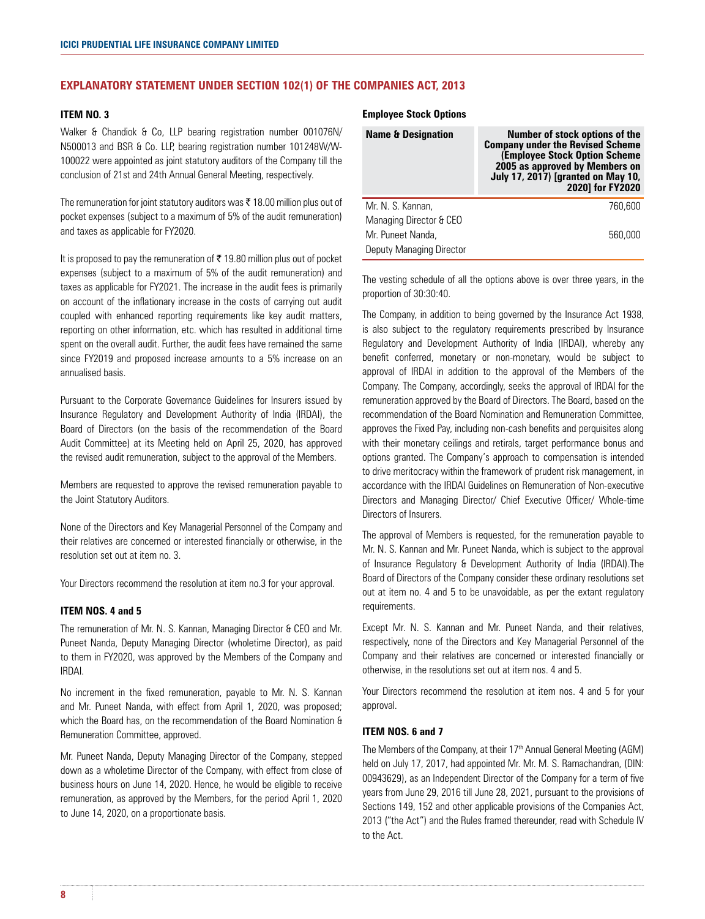## EXPLANATORY STATEMENT UNDER SECTION 102(1) OF THE COMPANIES ACT, 2013

### ITEM NO. 3

Walker & Chandiok & Co, LLP bearing registration number 001076N/N500013 and BSR & Co. LLP, bearing registration number 101248W/W-100022 were appointed as joint statutory auditors of the Company till the conclusion of 21st and 24th Annual General Meeting, respectively.

The remuneration for joint statutory auditors was ₹ 18.00 million plus out of pocket expenses (subject to a maximum of 5% of the audit remuneration) and taxes as applicable for FY2020.

It is proposed to pay the remuneration of ₹ 19.80 million plus out of pocket expenses (subject to a maximum of 5% of the audit remuneration) and taxes as applicable for FY2021. The increase in the audit fees is primarily on account of the inflationary increase in the costs of carrying out audit coupled with enhanced reporting requirements like key audit matters, reporting on other information, etc. which has resulted in additional time spent on the overall audit. Further, the audit fees have remained the same since FY2019 and proposed increase amounts to a 5% increase on an annualised basis.

Pursuant to the Corporate Governance Guidelines for Insurers issued by Insurance Regulatory and Development Authority of India (IRDAI), the Board of Directors (on the basis of the recommendation of the Board Audit Committee) at its Meeting held on April 25, 2020, has approved the revised audit remuneration, subject to the approval of the Members.

Members are requested to approve the revised remuneration payable to the Joint Statutory Auditors.

None of the Directors and Key Managerial Personnel of the Company and their relatives are concerned or interested financially or otherwise, in the resolution set out at item no. 3.

Your Directors recommend the resolution at item no.3 for your approval.

### ITEM NOS. 4 and 5

The remuneration of Mr. N. S. Kannan, Managing Director & CEO and Mr. Puneet Nanda, Deputy Managing Director (wholetime Director), as paid to them in FY2020, was approved by the Members of the Company and IRDAI.

No increment in the fixed remuneration, payable to Mr. N. S. Kannan and Mr. Puneet Nanda, with effect from April 1, 2020, was proposed; which the Board has, on the recommendation of the Board Nomination & Remuneration Committee, approved.

Mr. Puneet Nanda, Deputy Managing Director of the Company, stepped down as a wholetime Director of the Company, with effect from close of business hours on June 14, 2020. Hence, he would be eligible to receive remuneration, as approved by the Members, for the period April 1, 2020 to June 14, 2020, on a proportionate basis.

**Employee Stock Options**

| Name & Designation | Number of stock options of the Company under the Revised Scheme (Employee Stock Option Scheme 2005 as approved by Members on July 17, 2017) [granted on May 10, 2020] for FY2020 |
|---|---|
| Mr. N. S. Kannan, Managing Director & CEO | 760,600 |
| Mr. Puneet Nanda, Deputy Managing Director | 560,000 |

The vesting schedule of all the options above is over three years, in the proportion of 30:30:40.

The Company, in addition to being governed by the Insurance Act 1938, is also subject to the regulatory requirements prescribed by Insurance Regulatory and Development Authority of India (IRDAI), whereby any benefit conferred, monetary or non-monetary, would be subject to approval of IRDAI in addition to the approval of the Members of the Company. The Company, accordingly, seeks the approval of IRDAI for the remuneration approved by the Board of Directors. The Board, based on the recommendation of the Board Nomination and Remuneration Committee, approves the Fixed Pay, including non-cash benefits and perquisites along with their monetary ceilings and retirals, target performance bonus and options granted. The Company's approach to compensation is intended to drive meritocracy within the framework of prudent risk management, in accordance with the IRDAI Guidelines on Remuneration of Non-executive Directors and Managing Director/ Chief Executive Officer/ Whole-time Directors of Insurers.

The approval of Members is requested, for the remuneration payable to Mr. N. S. Kannan and Mr. Puneet Nanda, which is subject to the approval of Insurance Regulatory & Development Authority of India (IRDAI).The Board of Directors of the Company consider these ordinary resolutions set out at item no. 4 and 5 to be unavoidable, as per the extant regulatory requirements.

Except Mr. N. S. Kannan and Mr. Puneet Nanda, and their relatives, respectively, none of the Directors and Key Managerial Personnel of the Company and their relatives are concerned or interested financially or otherwise, in the resolutions set out at item nos. 4 and 5.

Your Directors recommend the resolution at item nos. 4 and 5 for your approval.

### ITEM NOS. 6 and 7

The Members of the Company, at their 17th Annual General Meeting (AGM) held on July 17, 2017, had appointed Mr. Mr. M. S. Ramachandran, (DIN: 00943629), as an Independent Director of the Company for a term of five years from June 29, 2016 till June 28, 2021, pursuant to the provisions of Sections 149, 152 and other applicable provisions of the Companies Act, 2013 ("the Act") and the Rules framed thereunder, read with Schedule IV to the Act.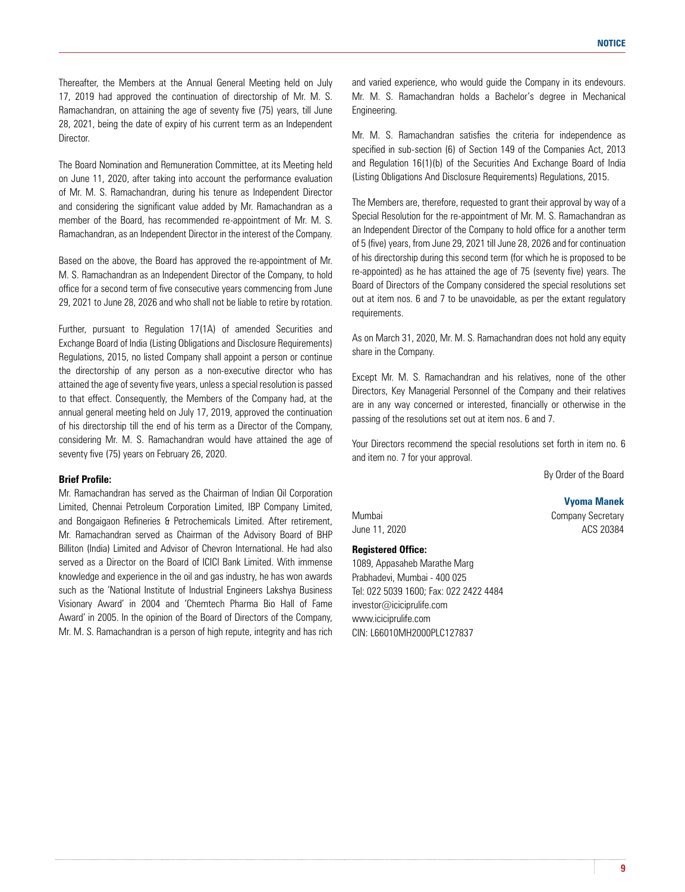Thereafter, the Members at the Annual General Meeting held on July 17, 2019 had approved the continuation of directorship of Mr. M. S. Ramachandran, on attaining the age of seventy five (75) years, till June 28, 2021, being the date of expiry of his current term as an Independent Director.

The Board Nomination and Remuneration Committee, at its Meeting held on June 11, 2020, after taking into account the performance evaluation of Mr. M. S. Ramachandran, during his tenure as Independent Director and considering the significant value added by Mr. Ramachandran as a member of the Board, has recommended re-appointment of Mr. M. S. Ramachandran, as an Independent Director in the interest of the Company.

Based on the above, the Board has approved the re-appointment of Mr. M. S. Ramachandran as an Independent Director of the Company, to hold office for a second term of five consecutive years commencing from June 29, 2021 to June 28, 2026 and who shall not be liable to retire by rotation.

Further, pursuant to Regulation 17(1A) of amended Securities and Exchange Board of India (Listing Obligations and Disclosure Requirements) Regulations, 2015, no listed Company shall appoint a person or continue the directorship of any person as a non-executive director who has attained the age of seventy five years, unless a special resolution is passed to that effect. Consequently, the Members of the Company had, at the annual general meeting held on July 17, 2019, approved the continuation of his directorship till the end of his term as a Director of the Company, considering Mr. M. S. Ramachandran would have attained the age of seventy five (75) years on February 26, 2020.

**Brief Profile:**

Mr. Ramachandran has served as the Chairman of Indian Oil Corporation Limited, Chennai Petroleum Corporation Limited, IBP Company Limited, and Bongaigaon Refineries & Petrochemicals Limited. After retirement, Mr. Ramachandran served as Chairman of the Advisory Board of BHP Billiton (India) Limited and Advisor of Chevron International. He had also served as a Director on the Board of ICICI Bank Limited. With immense knowledge and experience in the oil and gas industry, he has won awards such as the 'National Institute of Industrial Engineers Lakshya Business Visionary Award' in 2004 and 'Chemtech Pharma Bio Hall of Fame Award' in 2005. In the opinion of the Board of Directors of the Company, Mr. M. S. Ramachandran is a person of high repute, integrity and has rich and varied experience, who would guide the Company in its endevours. Mr. M. S. Ramachandran holds a Bachelor's degree in Mechanical Engineering.

Mr. M. S. Ramachandran satisfies the criteria for independence as specified in sub-section (6) of Section 149 of the Companies Act, 2013 and Regulation 16(1)(b) of the Securities And Exchange Board of India (Listing Obligations And Disclosure Requirements) Regulations, 2015.

The Members are, therefore, requested to grant their approval by way of a Special Resolution for the re-appointment of Mr. M. S. Ramachandran as an Independent Director of the Company to hold office for a another term of 5 (five) years, from June 29, 2021 till June 28, 2026 and for continuation of his directorship during this second term (for which he is proposed to be re-appointed) as he has attained the age of 75 (seventy five) years. The Board of Directors of the Company considered the special resolutions set out at item nos. 6 and 7 to be unavoidable, as per the extant regulatory requirements.

As on March 31, 2020, Mr. M. S. Ramachandran does not hold any equity share in the Company.

Except Mr. M. S. Ramachandran and his relatives, none of the other Directors, Key Managerial Personnel of the Company and their relatives are in any way concerned or interested, financially or otherwise in the passing of the resolutions set out at item nos. 6 and 7.

Your Directors recommend the special resolutions set forth in item no. 6 and item no. 7 for your approval.

By Order of the Board

**Vyoma Manek**
Company Secretary
ACS 20384

Mumbai
June 11, 2020

**Registered Office:**

1089, Appasaheb Marathe Marg
Prabhadevi, Mumbai - 400 025
Tel: 022 5039 1600; Fax: 022 2422 4484
investor@iciciprulife.com
www.iciciprulife.com
CIN: L66010MH2000PLC127837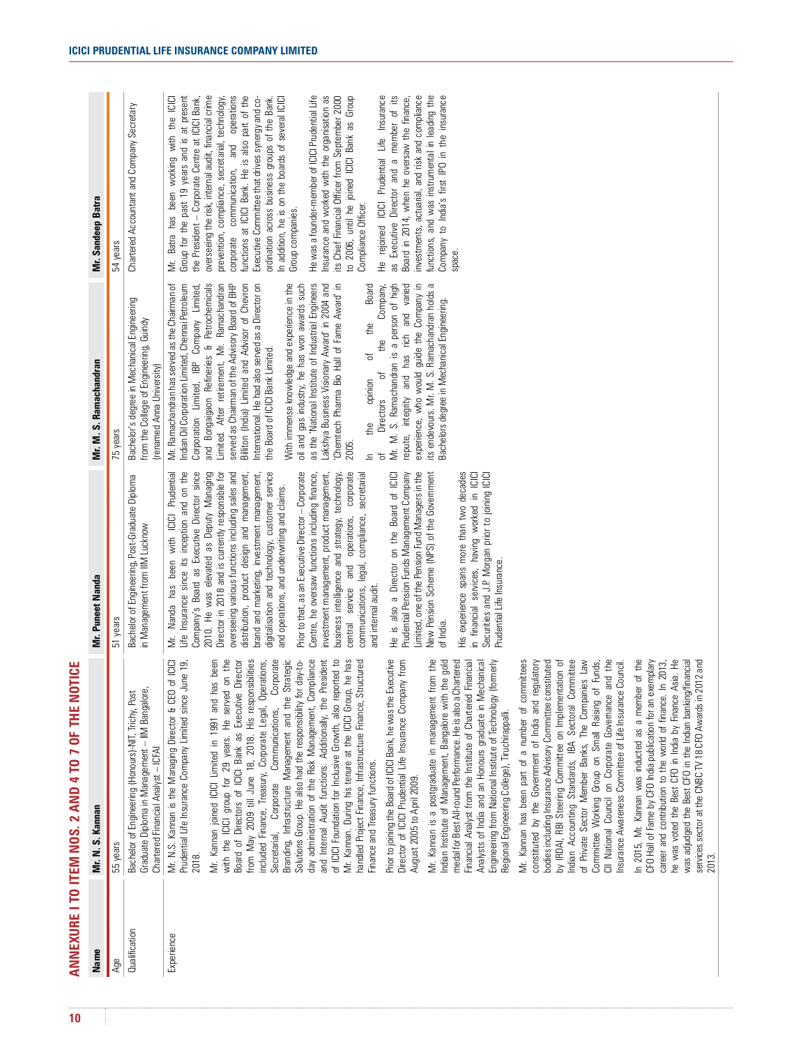## ANNEXURE I TO ITEM NOS. 2 AND 4 TO 7 OF THE NOTICE

| Name | Mr. N. S. Kannan | Mr. Puneet Nanda | Mr. M. S. Ramachandran | Mr. Sandeep Batra |
|---|---|---|---|---|
| Age | 55 years | 51 years | 75 years | 54 years |
| Qualification | Bachelor of Engineering (Honours)-NIT, Trichy, Post Graduate Diploma in Management – IIM Bangalore, Chartered Financial Analyst – ICFAI | Bachelor of Engineering, Post-Graduate Diploma in Management from IIM Lucknow | Bachelor's degree in Mechanical Engineering from the College of Engineering, Guindy (renamed Anna University) | Chartered Accountant and Company Secretary |
| Experience | Mr. N.S. Kannan is the Managing Director & CEO of ICICI Prudential Life Insurance Company Limited since June 19, 2018.<br><br>Mr. Kannan joined ICICI Limited in 1991 and has been with the ICICI group for 29 years. He served on the Board of Directors of ICICI Bank as Executive Director from May 2009 till June 18, 2018. His responsibilities included Finance, Treasury, Corporate Legal, Operations, Secretarial, Corporate Communications, Corporate Branding, Infrastructure Management and the Strategic Solutions Group. He also had the responsibility for day-to-day administration of the Risk Management, Compliance and Internal Audit functions. Additionally, the President of ICICI Foundation for Inclusive Growth, also reported to Mr. Kannan. During his tenure at the ICICI Group, he has handled Project Finance, Infrastructure Finance, Structured Finance and Treasury functions.<br><br>Prior to joining the Board of ICICI Bank, he was the Executive Director of ICICI Prudential Life Insurance Company from August 2005 to April 2009.<br><br>Mr. Kannan is a postgraduate in management from the Indian Institute of Management, Bangalore with the gold medal for Best All-round Performance. He is also a Chartered Financial Analyst from the Institute of Chartered Financial Analysts of India and an Honours graduate in Mechanical Engineering from National Institute of Technology (formerly Regional Engineering College), Tiruchirappalli.<br><br>Mr. Kannan has been part of a number of committees constituted by the Government of India and regulatory bodies including Insurance Advisory Committee constituted by IRDAI, RBI Steering Committee on Implementation of Indian Accounting Standards, IBA Sectoral Committee of Private Sector Member Banks, The Companies Law Committee Working Group on Small Raising of Funds, CII National Council on Corporate Governance and the Insurance Awareness Committee of Life Insurance Council.<br><br>In 2015, Mr. Kannan was inducted as a member of the CFO Hall of Fame by CFO India publication for an exemplary career and contribution to the world of finance. In 2013, he was voted the Best CFO in India by Finance Asia. He was adjudged the Best CFO in the Indian banking/financial services sector at the CNBC TV 18 CFO Awards in 2012 and 2013. | Mr. Nanda has been with ICICI Prudential Life Insurance since its inception and on the Company's Board as Executive Director since 2010. He was elevated as Deputy Managing Director in 2018 and is currently responsible for overseeing various functions including sales and distribution, product design and management, brand and marketing, investment management, digitalisation and technology, customer service and operations, and underwriting and claims.<br><br>Prior to that, as an Executive Director – Corporate Centre, he oversaw functions including finance, investment management, product management, business intelligence and strategy, technology, central service and operations, corporate communications, legal, compliance, secretarial and internal audit.<br><br>He is also a Director on the Board of ICICI Prudential Pension Funds Management Company Limited, one of the Pension Fund Managers in the New Pension Scheme (NPS) of the Government of India.<br><br>His experience spans more than two decades in financial services, having worked in ICICI Securities and J.P. Morgan prior to joining ICICI Prudential Life Insurance. | Mr. Ramachandran has served as the Chairman of Indian Oil Corporation Limited, Chennai Petroleum Corporation Limited, IBP Company Limited, and Bongaigaon Refineries & Petrochemicals Limited. After retirement, Mr. Ramachandran served as Chairman of the Advisory Board of BHP Billiton (India) Limited and Advisor of Chevron International. He had also served as a Director on the Board of ICICI Bank Limited.<br><br>With immense knowledge and experience in the oil and gas industry, he has won awards such as the 'National Institute of Industrial Engineers Lakshya Business Visionary Award' in 2004 and 'Chemtech Pharma Bio Hall of Fame Award' in 2005.<br><br>In the opinion of the Board of Directors of the Company, Mr. M. S. Ramachandran is a person of high repute, integrity and has rich and varied experience, who would guide the Company in its endevours. Mr. M. S. Ramachandran holds a Bachelors degree in Mechanical Engineering. | Mr. Batra has been working with the ICICI Group for the past 19 years and is at present the President – Corporate Centre at ICICI Bank, overseeing the risk, internal audit, financial crime prevention, compliance, secretarial, technology, corporate communication, and operations functions at ICICI Bank. He is also part of the Executive Committee that drives synergy and co-ordination across business groups of the Bank. In addition, he is on the boards of several ICICI Group companies.<br><br>He was a founder-member of ICICI Prudential Life Insurance and worked with the organisation as its Chief Financial Officer from September 2000 to 2006, until he joined ICICI Bank as Group Compliance Officer.<br><br>He rejoined ICICI Prudential Life Insurance as Executive Director and a member of its Board in 2014, when he oversaw the finance, investments, actuarial, and risk and compliance functions, and was instrumental in leading the Company to India's first IPO in the insurance space. |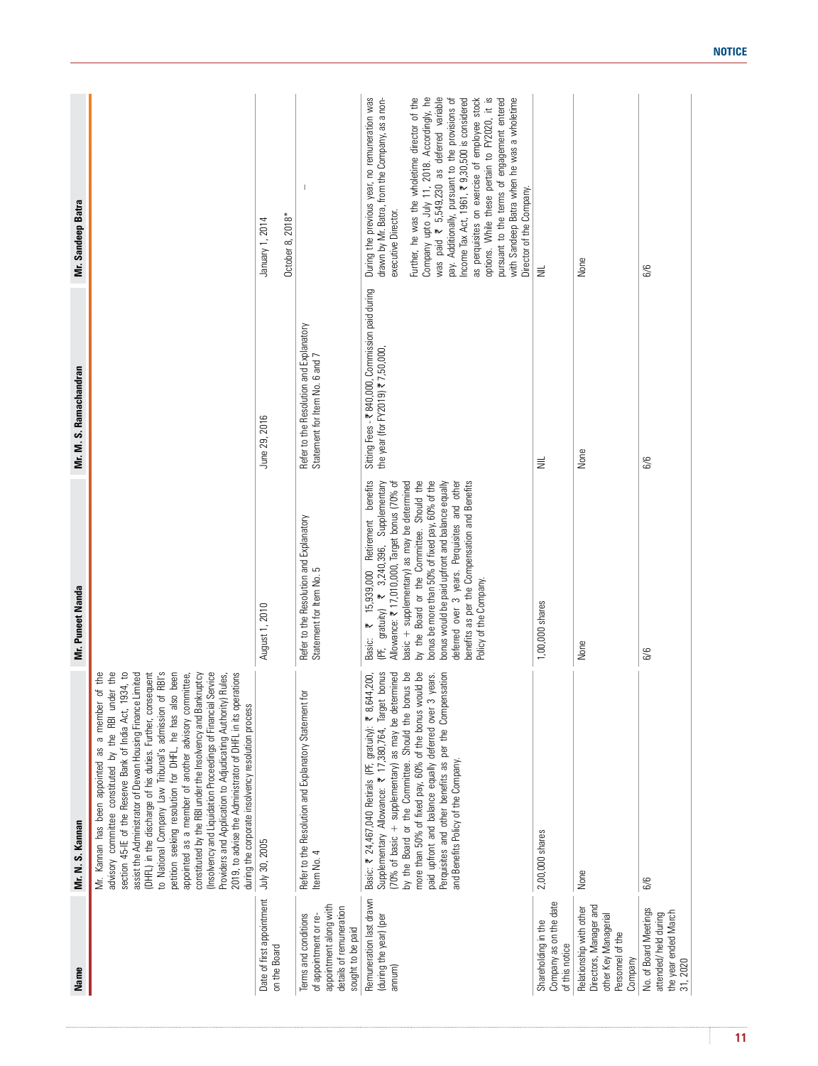| Name | Mr. N. S. Kannan | Mr. Puneet Nanda | Mr. M. S. Ramachandran | Mr. Sandeep Batra |
|---|---|---|---|---|
| | Mr. Kannan has been appointed as a member of the advisory committee constituted by the RBI under the section 45-IE of the Reserve Bank of India Act, 1934, to assist the Administrator of Dewan Housing Finance Limited (DHFL) in the discharge of his duties. Further, consequent to National Company Law Tribunal's admission of RBI's petition seeking resolution for DHFL, he has also been appointed as a member of another advisory committee, constituted by the RBI under the Insolvency and Bankruptcy (Insolvency and Liquidation Proceedings of Financial Service Providers and Application to Adjudicating Authority) Rules, 2019, to advise the Administrator of DHFL in its operations during the corporate insolvency resolution process | | | |
| Date of first appointment on the Board | July 30, 2005 | August 1, 2010 | June 29, 2016 | January 1, 2014<br><br>October 8, 2018* |
| Terms and conditions of appointment or re-appointment along with details of remuneration sought to be paid | Refer to the Resolution and Explanatory Statement for Item No. 4 | Refer to the Resolution and Explanatory Statement for Item No. 5 | Refer to the Resolution and Explanatory Statement for Item No. 6 and 7 | – |
| Remuneration last drawn (during the year) (per annum) | Basic: ₹ 24,467,040 Retirals (PF, gratuity): ₹ 8,644,200, Supplementary Allowance: ₹ 17,380,764, Target bonus (70% of basic + supplementary) as may be determined by the Board or the Committee. Should the bonus be more than 50% of fixed pay, 60% of the bonus would be paid upfront and balance equally deferred over 3 years. Perquisites and other benefits as per the Compensation and Benefits Policy of the Company. | Basic: ₹ 15,939,000 Retirement benefits (PF, gratuity) ₹ 3,240,396, Supplementary Allowance: ₹ 17,010,000, Target bonus (70% of basic + supplementary) as may be determined by the Board or the Committee. Should the bonus be more than 50% of fixed pay, 60% of the bonus would be paid upfront and balance equally deferred over 3 years. Perquisites and other benefits as per the Compensation and Benefits Policy of the Company. | Sitting Fees - ₹ 840,000, Commission paid during the year (for FY2019) ₹ 7,50,000, | During the previous year, no remuneration was drawn by Mr. Batra, from the Company, as a non-executive Director.<br><br>Further, he was the wholetime director of the Company upto July 11, 2018. Accordingly, he was paid ₹ 5,549,230 as deferred variable pay. Additionally, pursuant to the provisions of Income Tax Act, 1961, ₹ 9,30,500 is considered as perquisites on exercise of employee stock options. While these pertain to FY2020, it is pursuant to the terms of engagement entered with Sandeep Batra when he was a wholetime Director of the Company. |
| Shareholding in the Company as on the date of this notice | 2,00,000 shares | 1,00,000 shares | NIL | NIL |
| Relationship with other Directors, Manager and other Key Managerial Personnel of the Company | None | None | None | None |
| No. of Board Meetings attended/ held during the year ended March 31, 2020 | 6/6 | 6/6 | 6/6 | 6/6 |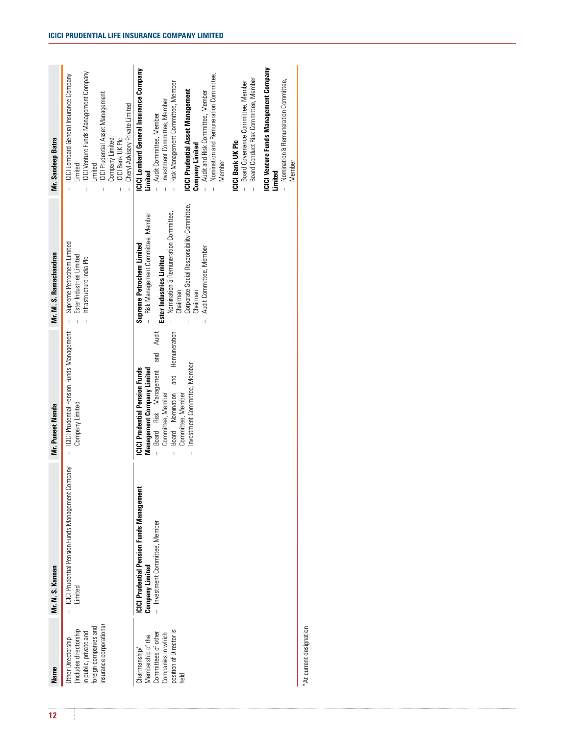| Name | Mr. N. S. Kannan | Mr. Puneet Nanda | Mr. M. S. Ramachandran | Mr. Sandeep Batra |
|---|---|---|---|---|
| Other Directorship (Includes directorship in public, private and foreign companies and insurance corporations) | – ICICI Prudential Pension Funds Management Company Limited | – ICICI Prudential Pension Funds Management Company Limited | – Supreme Petrochem Limited<br>– Ester Industries Limited<br>– Infrastructure India Plc | – ICICI Lombard General Insurance Company Limited<br>– ICICI Venture Funds Management Company Limited<br>– ICICI Prudential Asset Management Company Limited.<br>– ICICI Bank UK Plc<br>– Cheryl Advisory Private Limited |
| Chairmanship/ Membership of the Committees of other Companies in which position of Director is held | **ICICI Prudential Pension Funds Management Company Limited**<br>– Investment Committee, Member | **ICICI Prudential Pension Funds Management Company Limited**<br>– Board Risk Management and Audit Committee, Member<br>– Board Nomination and Remuneration Committee, Member<br>– Investment Committee, Member | **Supreme Petrochem Limited**<br>– Risk Management Committee, Member<br>**Ester Industries Limited**<br>– Nomination & Remuneration Committee, Chairman<br>– Corporate Social Responsibility Committee, Chairman<br>– Audit Committee, Member | **ICICI Lombard General Insurance Company Limited**<br>– Audit Committee, Member<br>– Investment Committee, Member<br>– Risk Management Committee, Member<br>**ICICI Prudential Asset Management Company Limited**<br>– Audit and Risk Committee, Member<br>– Nomination and Remuneration Committee, Member<br>**ICICI Bank UK Plc**<br>– Board Governance Committee, Member<br>– Board Conduct Risk Committee, Member<br>**ICICI Venture Funds Management Company Limited**<br>– Nomination & Remuneration Committee, Member |

*At current designation